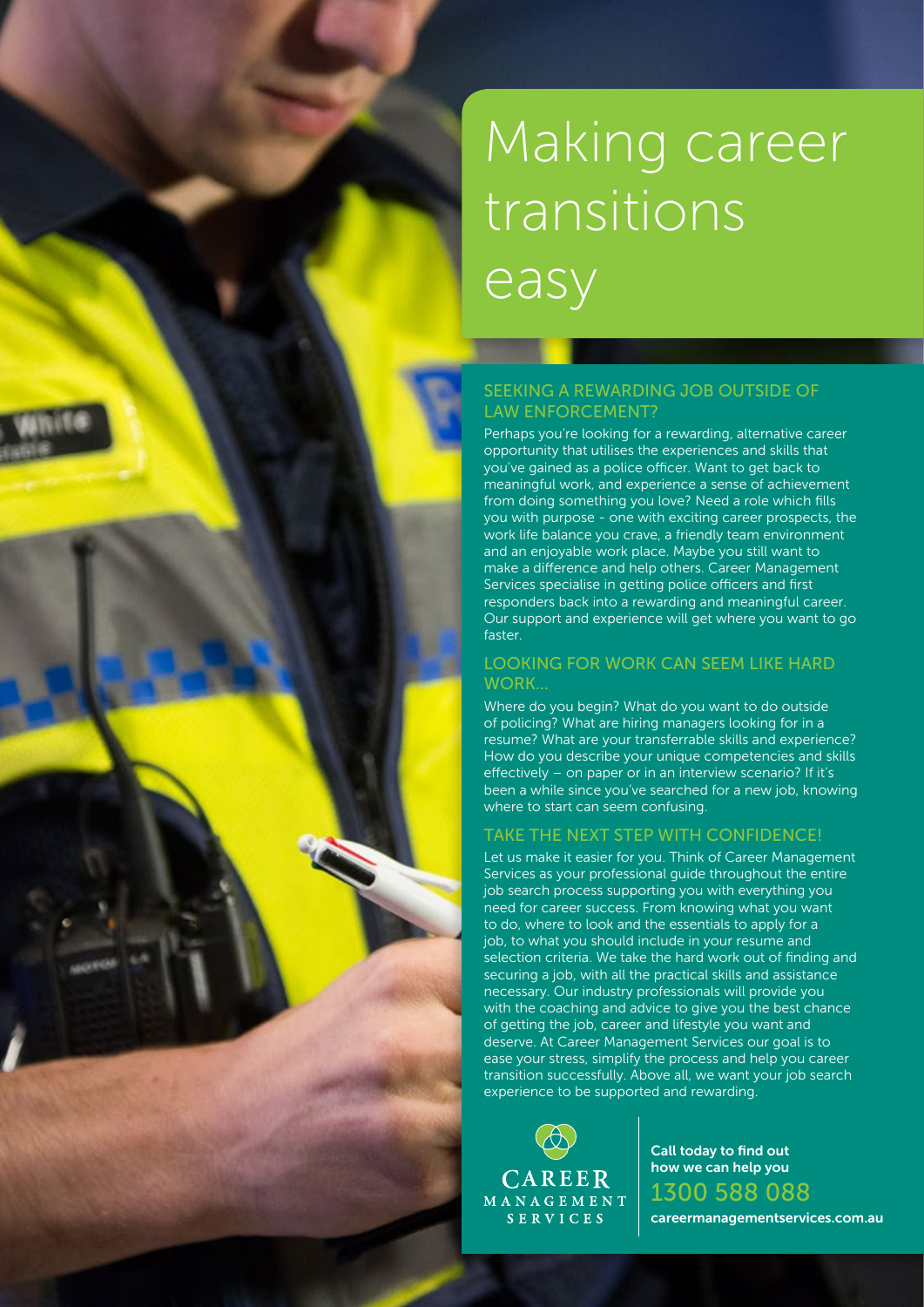# Making career transitions easy

## SEEKING A REWARDING JOB OUTSIDE OF LAW ENFORCEMENT?

Perhaps you're looking for a rewarding, alternative career opportunity that utilises the experiences and skills that you've gained as a police officer. Want to get back to meaningful work, and experience a sense of achievement from doing something you love? Need a role which fills you with purpose - one with exciting career prospects, the work life balance you crave, a friendly team environment and an enjoyable work place. Maybe you still want to make a difference and help others. Career Management Services specialise in getting police officers and first responders back into a rewarding and meaningful career. Our support and experience will get where you want to go faster.

## LOOKING FOR WORK CAN SEEM LIKE HARD WORK...

Where do you begin? What do you want to do outside of policing? What are hiring managers looking for in a resume? What are your transferrable skills and experience? How do you describe your unique competencies and skills effectively – on paper or in an interview scenario? If it's been a while since you've searched for a new job, knowing where to start can seem confusing.

## TAKE THE NEXT STEP WITH CONFIDENCE!

Let us make it easier for you. Think of Career Management Services as your professional guide throughout the entire job search process supporting you with everything you need for career success. From knowing what you want to do, where to look and the essentials to apply for a job, to what you should include in your resume and selection criteria. We take the hard work out of finding and securing a job, with all the practical skills and assistance necessary. Our industry professionals will provide you with the coaching and advice to give you the best chance of getting the job, career and lifestyle you want and deserve. At Career Management Services our goal is to ease your stress, simplify the process and help you career transition successfully. Above all, we want your job search experience to be supported and rewarding.

CAREER MANAGEMENT SERVICES

**Call today to find out how we can help you**

1300 588 088

**careermanagementservices.com.au**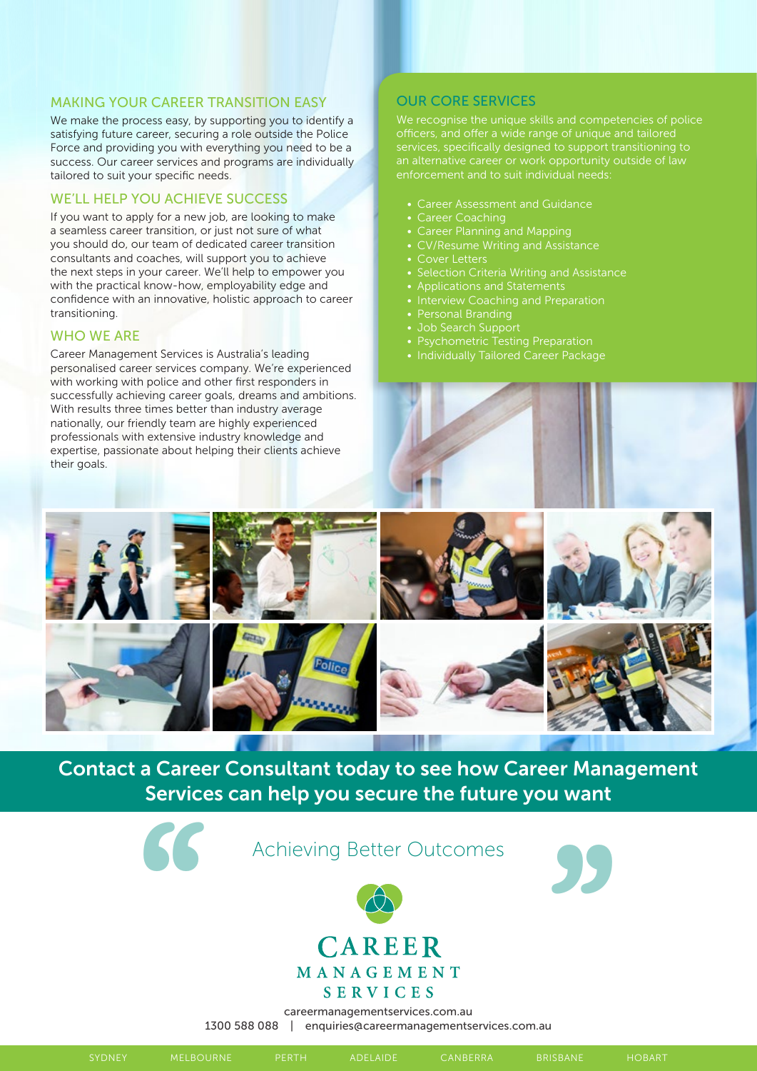## MAKING YOUR CAREER TRANSITION EASY

We make the process easy, by supporting you to identify a satisfying future career, securing a role outside the Police Force and providing you with everything you need to be a success. Our career services and programs are individually tailored to suit your specific needs.

## WE'LL HELP YOU ACHIEVE SUCCESS

If you want to apply for a new job, are looking to make a seamless career transition, or just not sure of what you should do, our team of dedicated career transition consultants and coaches, will support you to achieve the next steps in your career. We'll help to empower you with the practical know-how, employability edge and confidence with an innovative, holistic approach to career transitioning.

## WHO WE ARE

Career Management Services is Australia's leading personalised career services company. We're experienced with working with police and other first responders in successfully achieving career goals, dreams and ambitions. With results three times better than industry average nationally, our friendly team are highly experienced professionals with extensive industry knowledge and expertise, passionate about helping their clients achieve their goals.

## OUR CORE SERVICES

We recognise the unique skills and competencies of police officers, and offer a wide range of unique and tailored services, specifically designed to support transitioning to an alternative career or work opportunity outside of law enforcement and to suit individual needs:

- Career Assessment and Guidance
- Career Coaching
- Career Planning and Mapping
- CV/Resume Writing and Assistance
- Cover Letters
- Selection Criteria Writing and Assistance
- Applications and Statements
- Interview Coaching and Preparation
- Personal Branding
- Job Search Support
- Psychometric Testing Preparation
- Individually Tailored Career Package

**Contact a Career Consultant today to see how Career Management Services can help you secure the future you want**

"Achieving Better Outcomes"

CAREER MANAGEMENT SERVICES

careermanagementservices.com.au

1300 588 088 | enquiries@careermanagementservices.com.au

SYDNEY MELBOURNE PERTH ADELAIDE CANBERRA BRISBANE HOBART